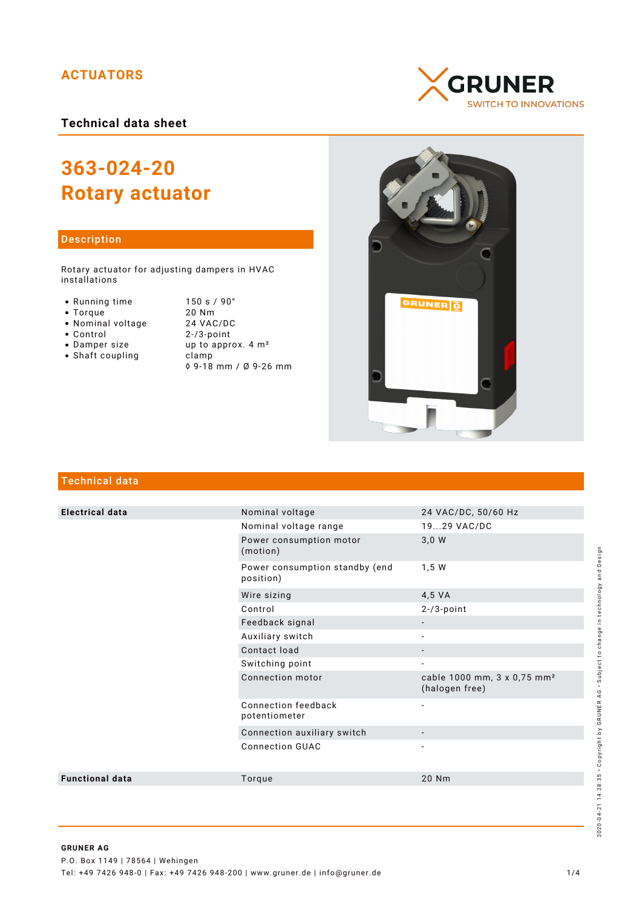ACTUATORS

GRUNER
SWITCH TO INNOVATIONS

**Technical data sheet**

# 363-024-20
# Rotary actuator

## Description

Rotary actuator for adjusting dampers in HVAC installations

- Running time — 150 s / 90°
- Torque — 20 Nm
- Nominal voltage — 24 VAC/DC
- Control — 2-/3-point
- Damper size — up to approx. 4 m²
- Shaft coupling — clamp
  ◊ 9-18 mm / Ø 9-26 mm

## Technical data

| | | |
|---|---|---|
| **Electrical data** | Nominal voltage | 24 VAC/DC, 50/60 Hz |
| | Nominal voltage range | 19...29 VAC/DC |
| | Power consumption motor (motion) | 3,0 W |
| | Power consumption standby (end position) | 1,5 W |
| | Wire sizing | 4,5 VA |
| | Control | 2-/3-point |
| | Feedback signal | - |
| | Auxiliary switch | - |
| | Contact load | - |
| | Switching point | - |
| | Connection motor | cable 1000 mm, 3 x 0,75 mm² (halogen free) |
| | Connection feedback potentiometer | - |
| | Connection auxiliary switch | - |
| | Connection GUAC | - |
| **Functional data** | Torque | 20 Nm |

**GRUNER AG**
P.O. Box 1149 | 78564 | Wehingen
Tel: +49 7426 948-0 | Fax: +49 7426 948-200 | www.gruner.de | info@gruner.de

2020-04-21 14:28:35 · Copyright by GRUNER AG · Subject to change in technology and Design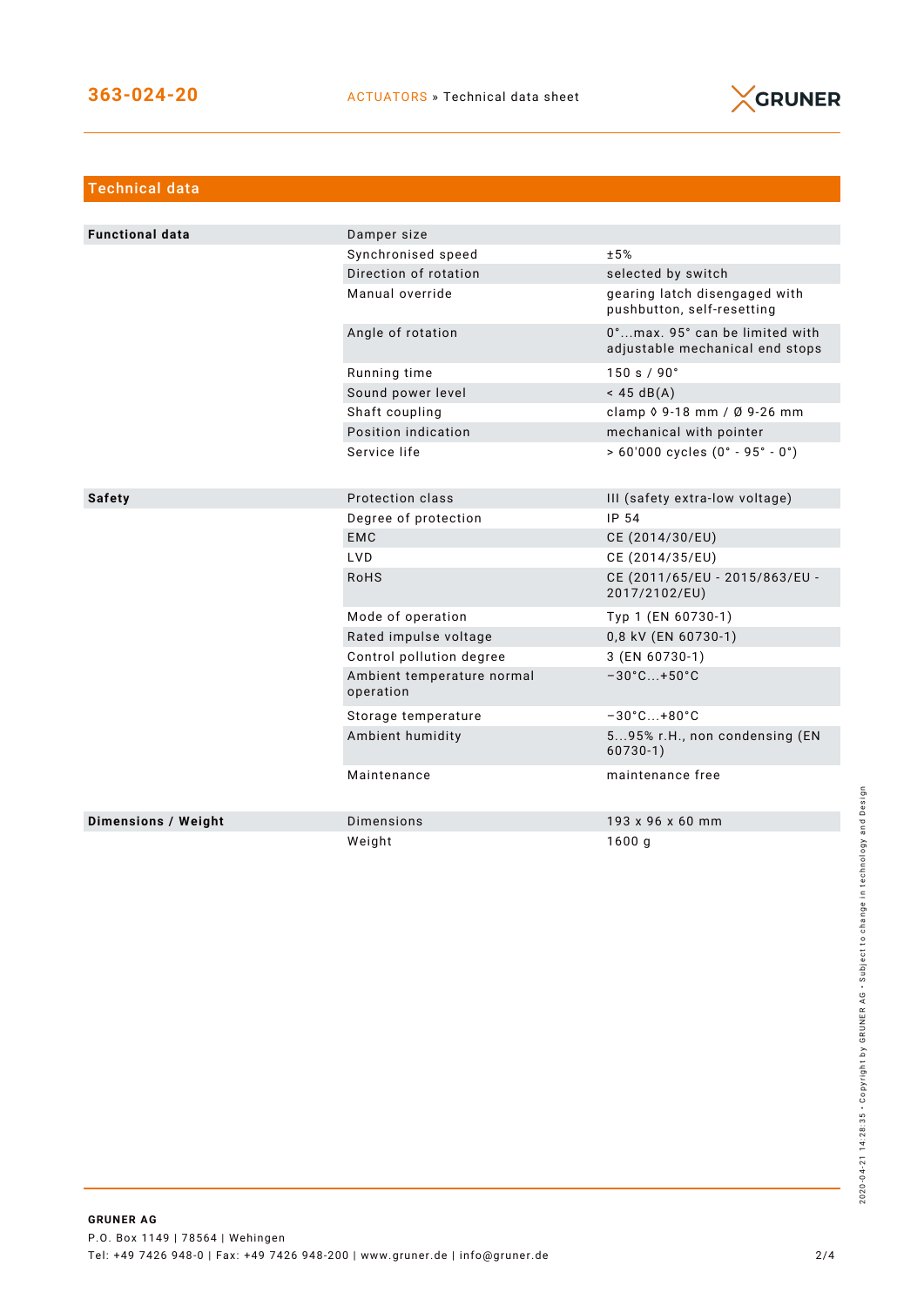## Technical data

| | | |
|---|---|---|
| **Functional data** | Damper size | |
| | Synchronised speed | ±5% |
| | Direction of rotation | selected by switch |
| | Manual override | gearing latch disengaged with pushbutton, self-resetting |
| | Angle of rotation | 0°...max. 95° can be limited with adjustable mechanical end stops |
| | Running time | 150 s / 90° |
| | Sound power level | < 45 dB(A) |
| | Shaft coupling | clamp ◊ 9-18 mm / Ø 9-26 mm |
| | Position indication | mechanical with pointer |
| | Service life | > 60'000 cycles (0° - 95° - 0°) |
| **Safety** | Protection class | III (safety extra-low voltage) |
| | Degree of protection | IP 54 |
| | EMC | CE (2014/30/EU) |
| | LVD | CE (2014/35/EU) |
| | RoHS | CE (2011/65/EU - 2015/863/EU - 2017/2102/EU) |
| | Mode of operation | Typ 1 (EN 60730-1) |
| | Rated impulse voltage | 0,8 kV (EN 60730-1) |
| | Control pollution degree | 3 (EN 60730-1) |
| | Ambient temperature normal operation | −30°C...+50°C |
| | Storage temperature | −30°C...+80°C |
| | Ambient humidity | 5...95% r.H., non condensing (EN 60730-1) |
| | Maintenance | maintenance free |
| **Dimensions / Weight** | Dimensions | 193 x 96 x 60 mm |
| | Weight | 1600 g |

**GRUNER AG**
P.O. Box 1149 | 78564 | Wehingen
Tel: +49 7426 948-0 | Fax: +49 7426 948-200 | www.gruner.de | info@gruner.de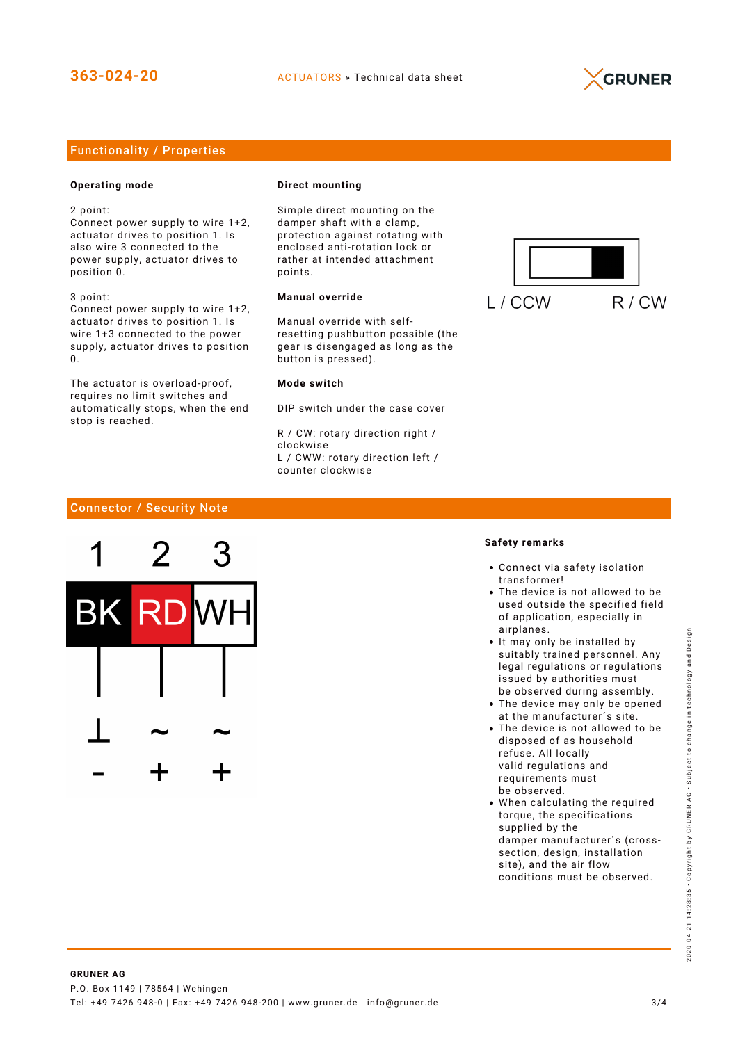## Functionality / Properties

**Operating mode**

2 point:
Connect power supply to wire 1+2, actuator drives to position 1. Is also wire 3 connected to the power supply, actuator drives to position 0.

3 point:
Connect power supply to wire 1+2, actuator drives to position 1. Is wire 1+3 connected to the power supply, actuator drives to position 0.

The actuator is overload-proof, requires no limit switches and automatically stops, when the end stop is reached.

**Direct mounting**

Simple direct mounting on the damper shaft with a clamp, protection against rotating with enclosed anti-rotation lock or rather at intended attachment points.

**Manual override**

Manual override with self-resetting pushbutton possible (the gear is disengaged as long as the button is pressed).

**Mode switch**

DIP switch under the case cover

R / CW: rotary direction right / clockwise
L / CWW: rotary direction left / counter clockwise

L / CCW R / CW

## Connector / Security Note

| 1 | 2 | 3 |
|---|---|---|
| BK | RD | WH |
| ⊥ | ~ | ~ |
| - | + | + |

**Safety remarks**

- Connect via safety isolation transformer!
- The device is not allowed to be used outside the specified field of application, especially in airplanes.
- It may only be installed by suitably trained personnel. Any legal regulations or regulations issued by authorities must be observed during assembly.
- The device may only be opened at the manufacturer´s site.
- The device is not allowed to be disposed of as household refuse. All locally valid regulations and requirements must be observed.
- When calculating the required torque, the specifications supplied by the damper manufacturer´s (cross-section, design, installation site), and the air flow conditions must be observed.

**GRUNER AG**
P.O. Box 1149 | 78564 | Wehingen
Tel: +49 7426 948-0 | Fax: +49 7426 948-200 | www.gruner.de | info@gruner.de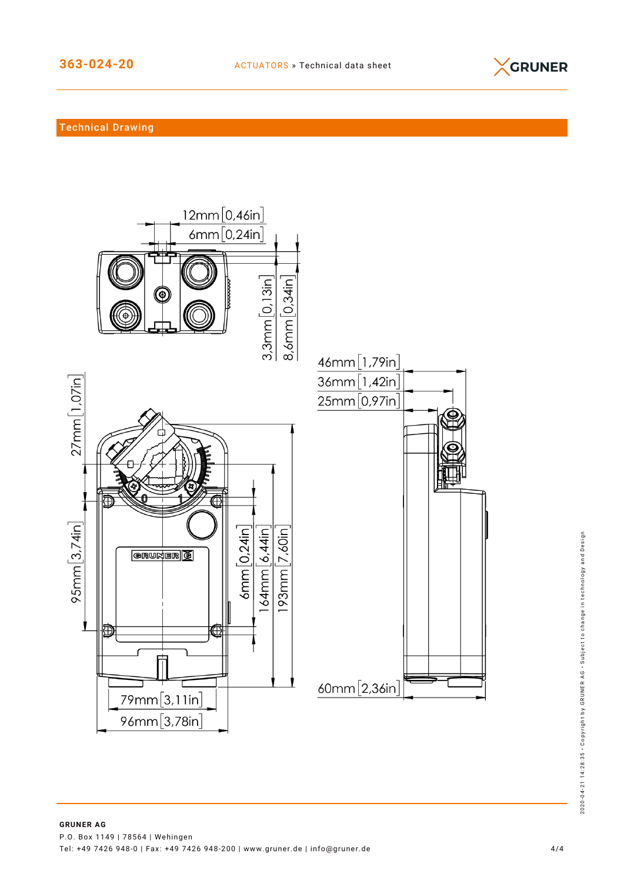## Technical Drawing

12mm [0,46in]
6mm [0,24in]
3,3mm [0,13in]
8,6mm [0,34in]
46mm [1,79in]
36mm [1,42in]
25mm [0,97in]
27mm [1,07in]
95mm [3,74in]
6mm [0,24in]
164mm [6,44in]
193mm [7,60in]
GRUNER
0
1
60mm [2,36in]
79mm [3,11in]
96mm [3,78in]

**GRUNER AG**
P.O. Box 1149 | 78564 | Wehingen
Tel: +49 7426 948-0 | Fax: +49 7426 948-200 | www.gruner.de | info@gruner.de

2020-04-21 14:28:35 · Copyright by GRUNER AG · Subject to change in technology and Design